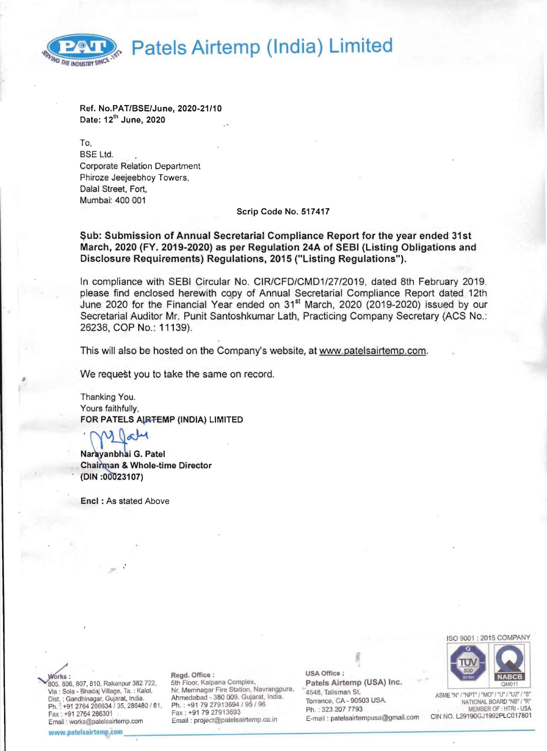# Patels Airtemp (India) Limited

**Ref. No.PAT/BSE/June, 2020-21/10**
**Date: 12th June, 2020**

To,
BSE Ltd.
Corporate Relation Department
Phiroze Jeejeebhoy Towers,
Dalal Street, Fort,
Mumbai: 400 001

**Scrip Code No. 517417**

**Sub: Submission of Annual Secretarial Compliance Report for the year ended 31st March, 2020 (FY. 2019-2020) as per Regulation 24A of SEBI (Listing Obligations and Disclosure Requirements) Regulations, 2015 ("Listing Regulations").**

In compliance with SEBI Circular No. CIR/CFD/CMD1/27/2019, dated 8th February 2019, please find enclosed herewith copy of Annual Secretarial Compliance Report dated 12th June 2020 for the Financial Year ended on 31st March, 2020 (2019-2020) issued by our Secretarial Auditor Mr. Punit Santoshkumar Lath, Practicing Company Secretary (ACS No.: 26238, COP No.: 11139).

This will also be hosted on the Company's website, at www.patelsairtemp.com.

We request you to take the same on record.

Thanking You.
Yours faithfully,
**FOR PATELS AIRTEMP (INDIA) LIMITED**

**Narayanbhai G. Patel**
**Chairman & Whole-time Director**
**(DIN :00023107)**

**Encl :** As stated Above

**Works :**
805, 806, 807, 810, Rakanpur 382 722,
Via : Sola - Bhadaj Village, Ta. : Kalol,
Dist. : Gandhinagar, Gujarat, India.
Ph. : +91 2764 286634 / 35, 286480 / 81,
Fax : +91 2764 286301
Email : works@patelsairtemp.com

**Regd. Office :**
5th Floor, Kalpana Complex,
Nr. Memnagar Fire Station, Navrangpura,
Ahmedabad - 380 009. Gujarat, India.
Ph. : +91 79 27913694 / 95 / 96
Fax : +91 79 27913693
Email : project@patelsairtemp.co.in

**USA Office :**
**Patels Airtemp (USA) Inc.**
4548, Talisman St,
Torrance, CA - 90503 USA.
Ph. : 323 207 7793
E-mail : patelsairtempusa@gmail.com

ISO 9001 : 2015 COMPANY
ASME "N" / "NPT" / "MO" / "U" / "U2" / "S"
NATIONAL BOARD "NB" / "R"
MEMBER OF : HTRI - USA
CIN NO. L29190GJ1992PLC017801

www.patelsairtemp.com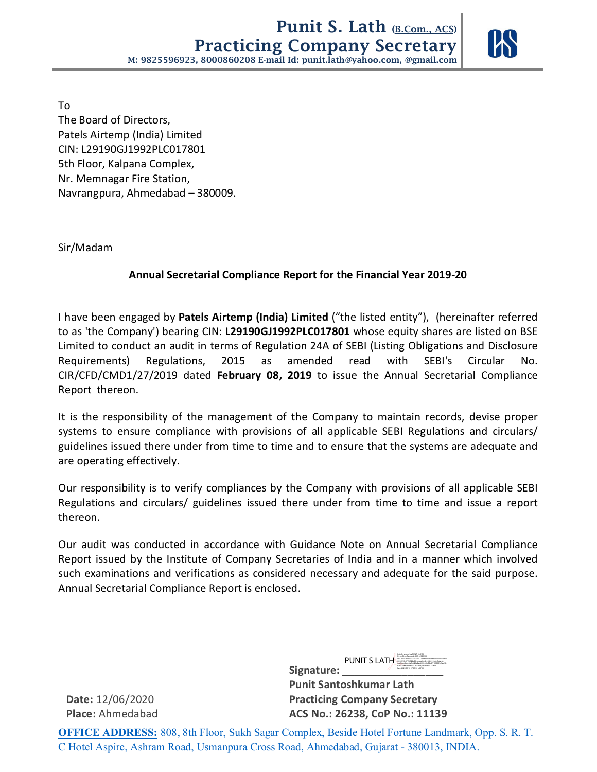# Punit S. Lath (B.Com., ACS)
## Practicing Company Secretary
**M: 9825596923, 8000860208 E-mail Id: punit.lath@yahoo.com, @gmail.com**

To
The Board of Directors,
Patels Airtemp (India) Limited
CIN: L29190GJ1992PLC017801
5th Floor, Kalpana Complex,
Nr. Memnagar Fire Station,
Navrangpura, Ahmedabad – 380009.

Sir/Madam

**Annual Secretarial Compliance Report for the Financial Year 2019-20**

I have been engaged by **Patels Airtemp (India) Limited** ("the listed entity"), (hereinafter referred to as 'the Company') bearing CIN: **L29190GJ1992PLC017801** whose equity shares are listed on BSE Limited to conduct an audit in terms of Regulation 24A of SEBI (Listing Obligations and Disclosure Requirements) Regulations, 2015 as amended read with SEBI's Circular No. CIR/CFD/CMD1/27/2019 dated **February 08, 2019** to issue the Annual Secretarial Compliance Report thereon.

It is the responsibility of the management of the Company to maintain records, devise proper systems to ensure compliance with provisions of all applicable SEBI Regulations and circulars/ guidelines issued there under from time to time and to ensure that the systems are adequate and are operating effectively.

Our responsibility is to verify compliances by the Company with provisions of all applicable SEBI Regulations and circulars/ guidelines issued there under from time to time and issue a report thereon.

Our audit was conducted in accordance with Guidance Note on Annual Secretarial Compliance Report issued by the Institute of Company Secretaries of India and in a manner which involved such examinations and verifications as considered necessary and adequate for the said purpose. Annual Secretarial Compliance Report is enclosed.

**Signature:** PUNIT S LATH

**Punit Santoshkumar Lath**
**Practicing Company Secretary**
**ACS No.: 26238, CoP No.: 11139**

**Date:** 12/06/2020
**Place:** Ahmedabad

**OFFICE ADDRESS:** 808, 8th Floor, Sukh Sagar Complex, Beside Hotel Fortune Landmark, Opp. S. R. T. C Hotel Aspire, Ashram Road, Usmanpura Cross Road, Ahmedabad, Gujarat - 380013, INDIA.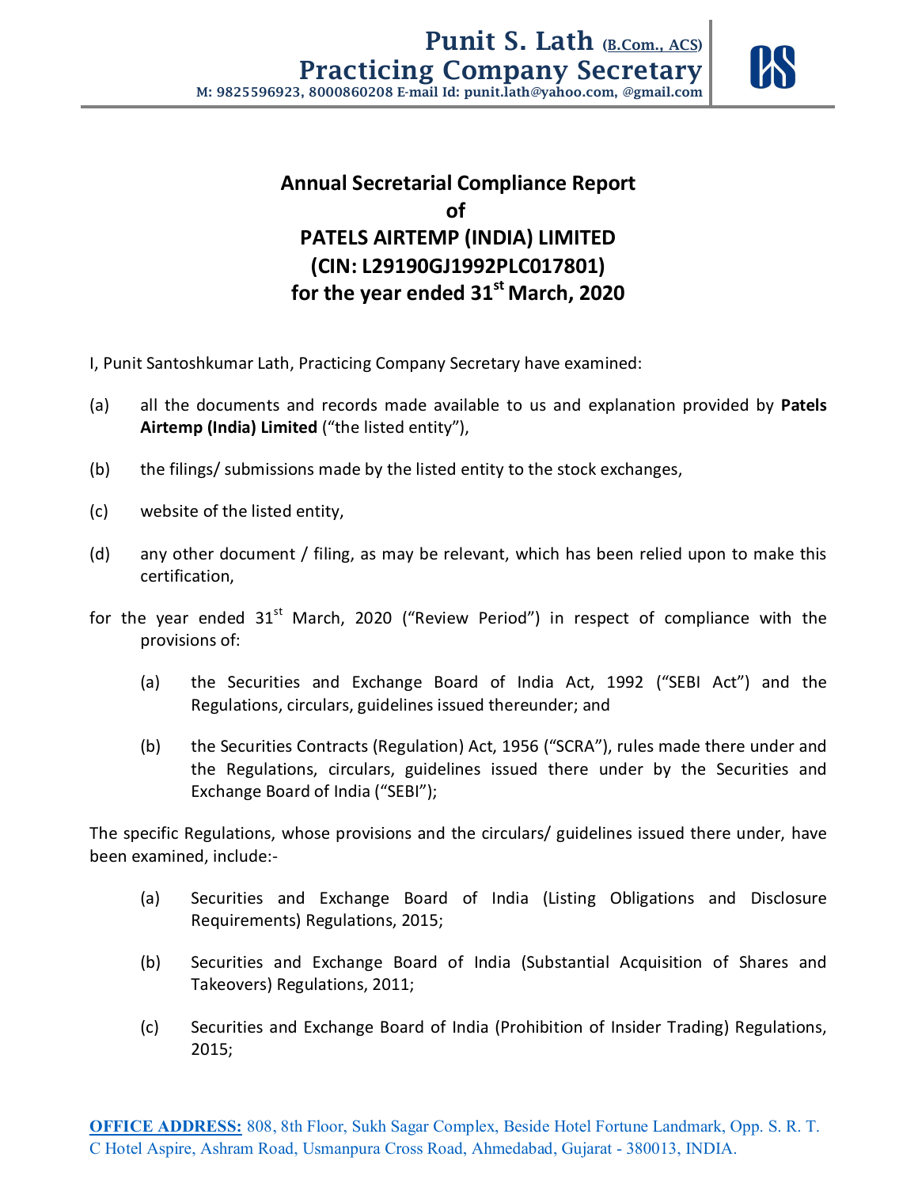# Annual Secretarial Compliance Report
# of
# PATELS AIRTEMP (INDIA) LIMITED
# (CIN: L29190GJ1992PLC017801)
# for the year ended 31st March, 2020

I, Punit Santoshkumar Lath, Practicing Company Secretary have examined:

(a) all the documents and records made available to us and explanation provided by **Patels Airtemp (India) Limited** ("the listed entity"),

(b) the filings/ submissions made by the listed entity to the stock exchanges,

(c) website of the listed entity,

(d) any other document / filing, as may be relevant, which has been relied upon to make this certification,

for the year ended 31st March, 2020 ("Review Period") in respect of compliance with the provisions of:

(a) the Securities and Exchange Board of India Act, 1992 ("SEBI Act") and the Regulations, circulars, guidelines issued thereunder; and

(b) the Securities Contracts (Regulation) Act, 1956 ("SCRA"), rules made there under and the Regulations, circulars, guidelines issued there under by the Securities and Exchange Board of India ("SEBI");

The specific Regulations, whose provisions and the circulars/ guidelines issued there under, have been examined, include:-

(a) Securities and Exchange Board of India (Listing Obligations and Disclosure Requirements) Regulations, 2015;

(b) Securities and Exchange Board of India (Substantial Acquisition of Shares and Takeovers) Regulations, 2011;

(c) Securities and Exchange Board of India (Prohibition of Insider Trading) Regulations, 2015;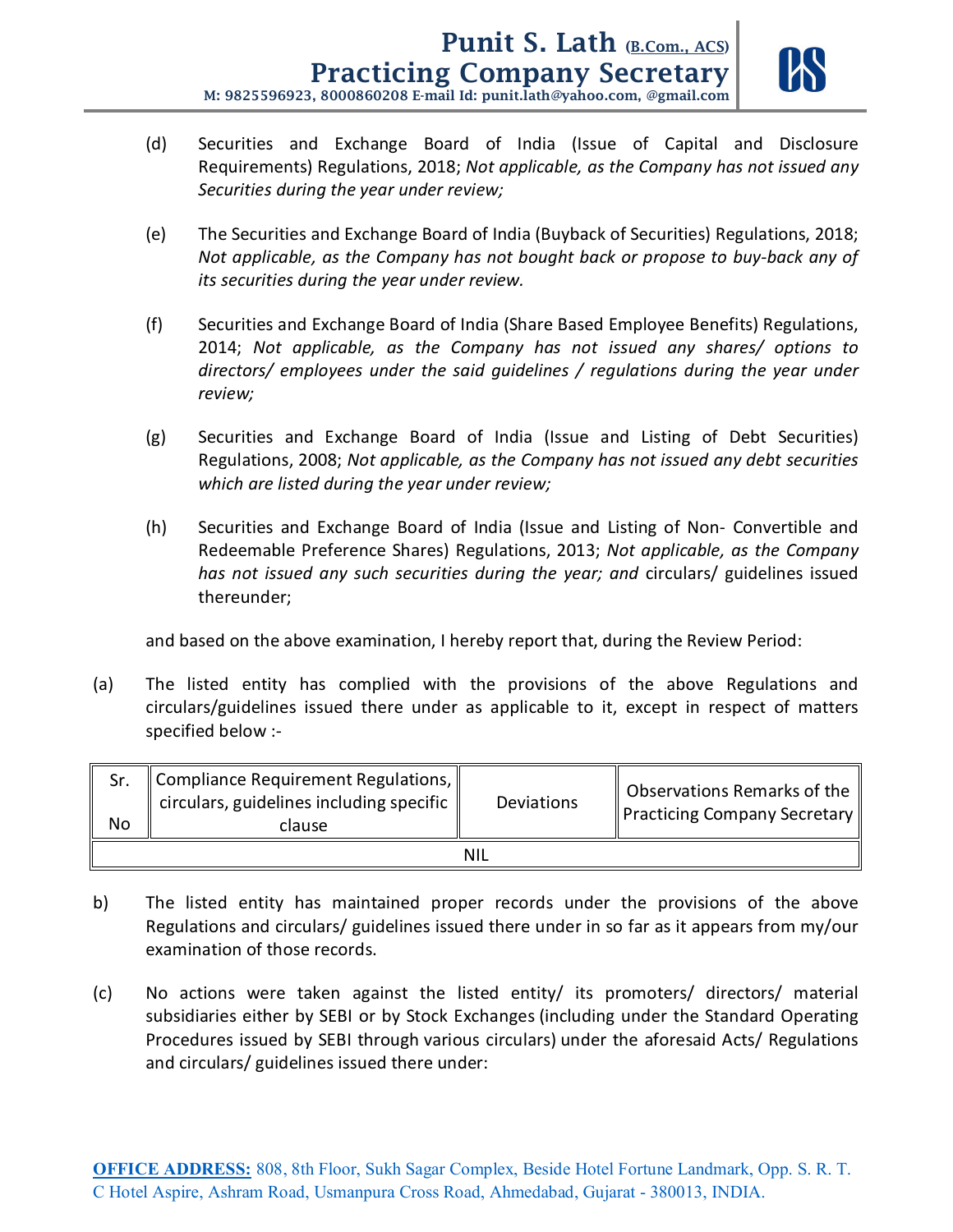(d) Securities and Exchange Board of India (Issue of Capital and Disclosure Requirements) Regulations, 2018; *Not applicable, as the Company has not issued any Securities during the year under review;*

(e) The Securities and Exchange Board of India (Buyback of Securities) Regulations, 2018; *Not applicable, as the Company has not bought back or propose to buy-back any of its securities during the year under review.*

(f) Securities and Exchange Board of India (Share Based Employee Benefits) Regulations, 2014; *Not applicable, as the Company has not issued any shares/ options to directors/ employees under the said guidelines / regulations during the year under review;*

(g) Securities and Exchange Board of India (Issue and Listing of Debt Securities) Regulations, 2008; *Not applicable, as the Company has not issued any debt securities which are listed during the year under review;*

(h) Securities and Exchange Board of India (Issue and Listing of Non- Convertible and Redeemable Preference Shares) Regulations, 2013; *Not applicable, as the Company has not issued any such securities during the year; and* circulars/ guidelines issued thereunder;

and based on the above examination, I hereby report that, during the Review Period:

(a) The listed entity has complied with the provisions of the above Regulations and circulars/guidelines issued there under as applicable to it, except in respect of matters specified below :-

| Sr. No | Compliance Requirement Regulations, circulars, guidelines including specific clause | Deviations | Observations Remarks of the Practicing Company Secretary |
|---|---|---|---|
| NIL | | | |

b) The listed entity has maintained proper records under the provisions of the above Regulations and circulars/ guidelines issued there under in so far as it appears from my/our examination of those records.

(c) No actions were taken against the listed entity/ its promoters/ directors/ material subsidiaries either by SEBI or by Stock Exchanges (including under the Standard Operating Procedures issued by SEBI through various circulars) under the aforesaid Acts/ Regulations and circulars/ guidelines issued there under: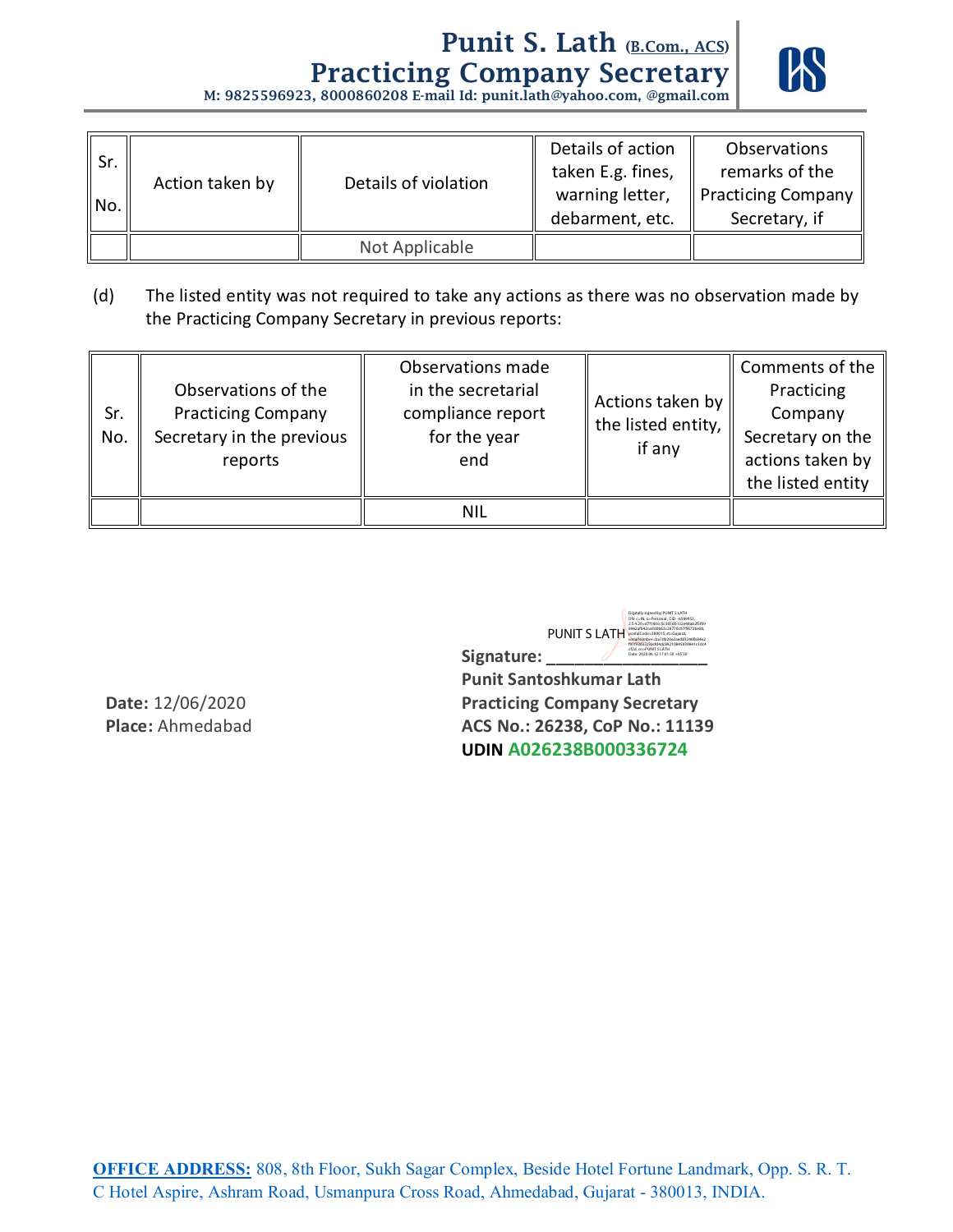| Sr. No. | Action taken by | Details of violation | Details of action taken E.g. fines, warning letter, debarment, etc. | Observations remarks of the Practicing Company Secretary, if |
|---|---|---|---|---|
| | | Not Applicable | | |

(d) The listed entity was not required to take any actions as there was no observation made by the Practicing Company Secretary in previous reports:

| Sr. No. | Observations of the Practicing Company Secretary in the previous reports | Observations made in the secretarial compliance report for the year end | Actions taken by the listed entity, if any | Comments of the Practicing Company Secretary on the actions taken by the listed entity |
|---|---|---|---|---|
| | | NIL | | |

PUNIT S LATH

**Signature:** ____________________

**Punit Santoshkumar Lath**

**Practicing Company Secretary**

**ACS No.: 26238, CoP No.: 11139**

**UDIN A026238B000336724**

**Date:** 12/06/2020

**Place:** Ahmedabad